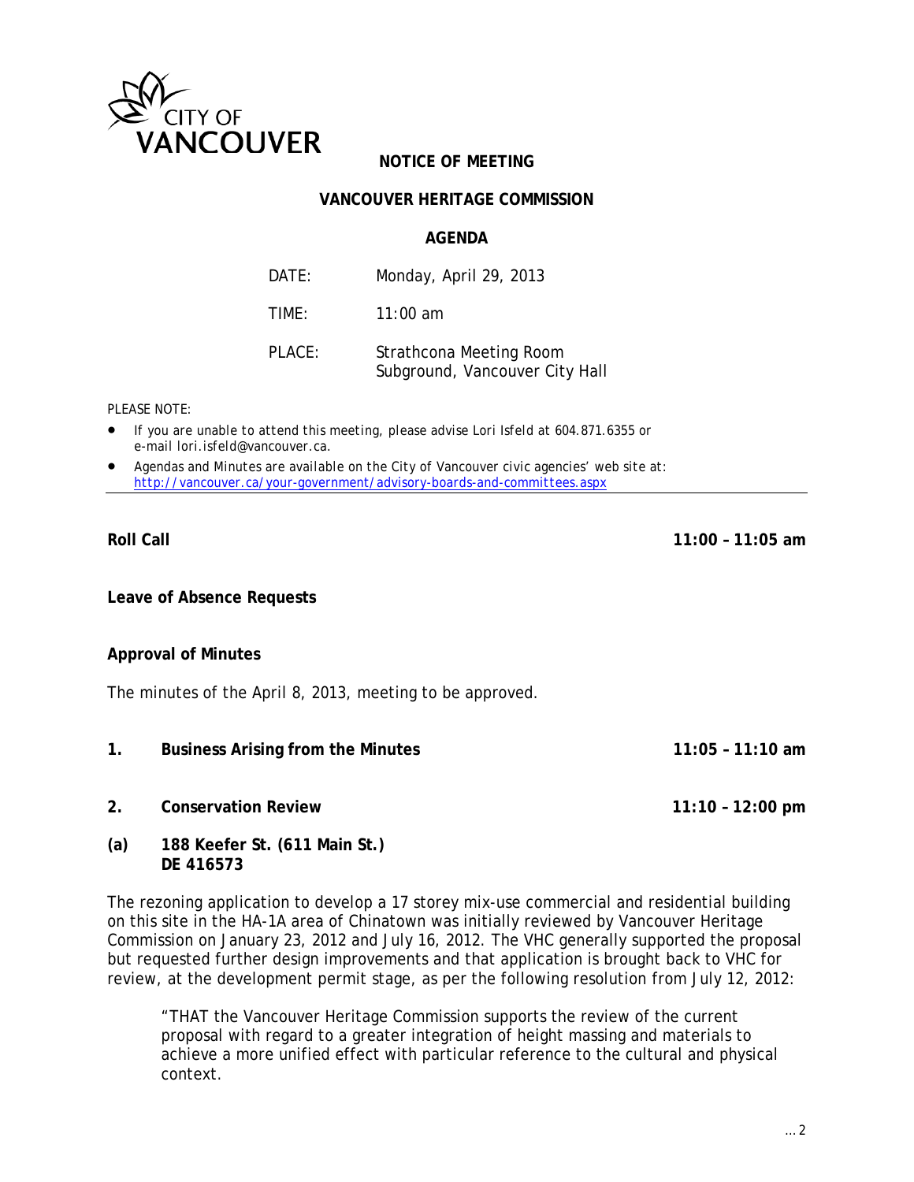CITY OF VANCOUVER

# NOTICE OF MEETING

## VANCOUVER HERITAGE COMMISSION

## AGENDA

| | |
|---|---|
| DATE: | Monday, April 29, 2013 |
| TIME: | 11:00 am |
| PLACE: | Strathcona Meeting Room<br>Subground, Vancouver City Hall |

*PLEASE NOTE:*

- *If you are unable to attend this meeting, please advise Lori Isfeld at 604.871.6355 or e-mail lori.isfeld@vancouver.ca.*
- *Agendas and Minutes are available on the City of Vancouver civic agencies' web site at:* http://vancouver.ca/your-government/advisory-boards-and-committees.aspx

---

**Roll Call** **11:00 – 11:05 am**

**Leave of Absence Requests**

**Approval of Minutes**

The minutes of the April 8, 2013, meeting to be approved.

**1. Business Arising from the Minutes** **11:05 – 11:10 am**

**2. Conservation Review** **11:10 – 12:00 pm**

**(a) 188 Keefer St. (611 Main St.)**
**DE 416573**

The rezoning application to develop a 17 storey mix-use commercial and residential building on this site in the HA-1A area of Chinatown was initially reviewed by Vancouver Heritage Commission on January 23, 2012 and July 16, 2012. The VHC generally supported the proposal but requested further design improvements and that application is brought back to VHC for review, at the development permit stage, as per the following resolution from July 12, 2012:

> "THAT the Vancouver Heritage Commission supports the review of the current proposal with regard to a greater integration of height massing and materials to achieve a more unified effect with particular reference to the cultural and physical context.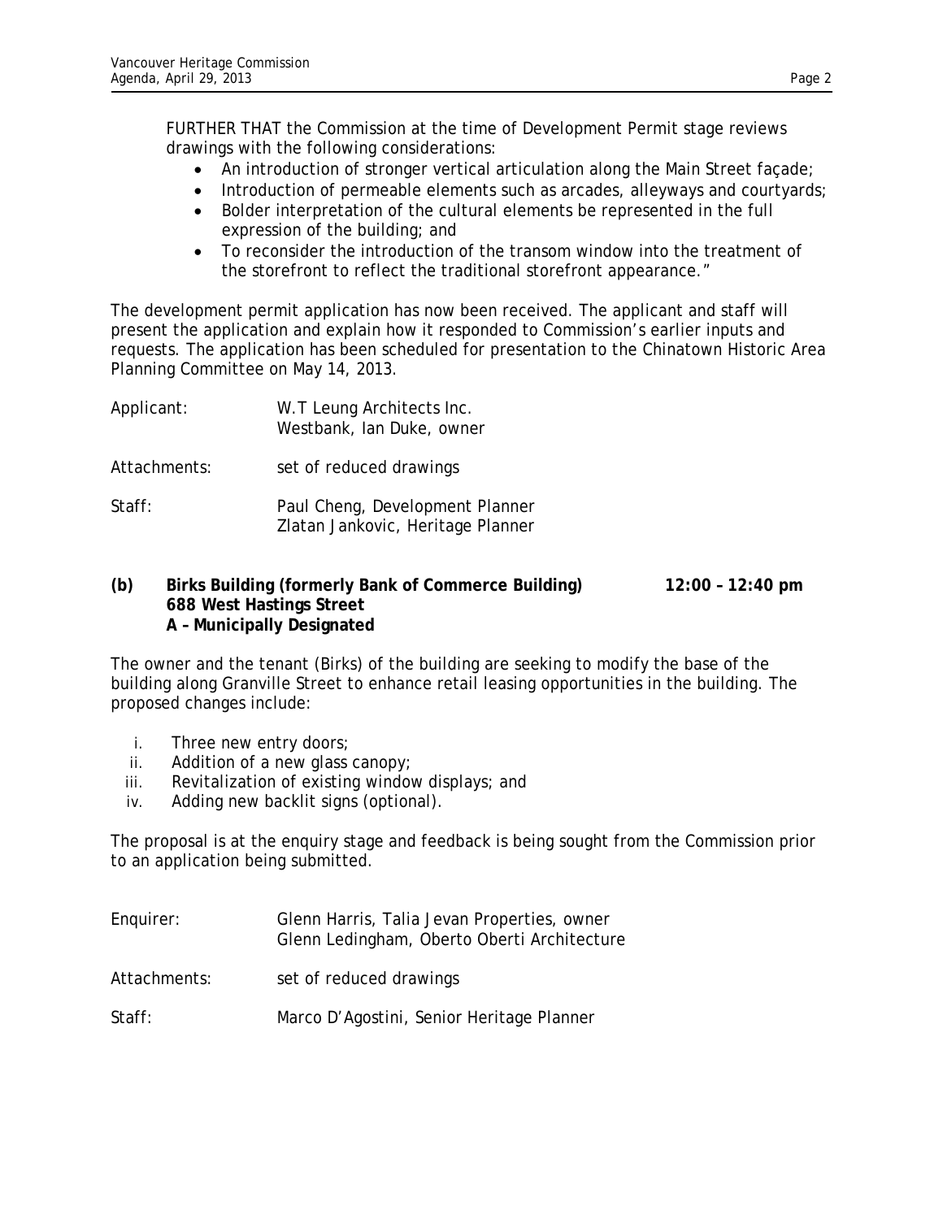FURTHER THAT the Commission at the time of Development Permit stage reviews drawings with the following considerations:

- An introduction of stronger vertical articulation along the Main Street façade;
- Introduction of permeable elements such as arcades, alleyways and courtyards;
- Bolder interpretation of the cultural elements be represented in the full expression of the building; and
- To reconsider the introduction of the transom window into the treatment of the storefront to reflect the traditional storefront appearance."

The development permit application has now been received. The applicant and staff will present the application and explain how it responded to Commission's earlier inputs and requests. The application has been scheduled for presentation to the Chinatown Historic Area Planning Committee on May 14, 2013.

Applicant: W.T Leung Architects Inc.
Westbank, Ian Duke, owner

Attachments: set of reduced drawings

Staff: Paul Cheng, Development Planner
Zlatan Jankovic, Heritage Planner

**(b) Birks Building (formerly Bank of Commerce Building) 12:00 – 12:40 pm**
**688 West Hastings Street**
**A – Municipally Designated**

The owner and the tenant (Birks) of the building are seeking to modify the base of the building along Granville Street to enhance retail leasing opportunities in the building. The proposed changes include:

i. Three new entry doors;
ii. Addition of a new glass canopy;
iii. Revitalization of existing window displays; and
iv. Adding new backlit signs (optional).

The proposal is at the enquiry stage and feedback is being sought from the Commission prior to an application being submitted.

Enquirer: Glenn Harris, Talia Jevan Properties, owner
Glenn Ledingham, Oberto Oberti Architecture

Attachments: set of reduced drawings

Staff: Marco D'Agostini, Senior Heritage Planner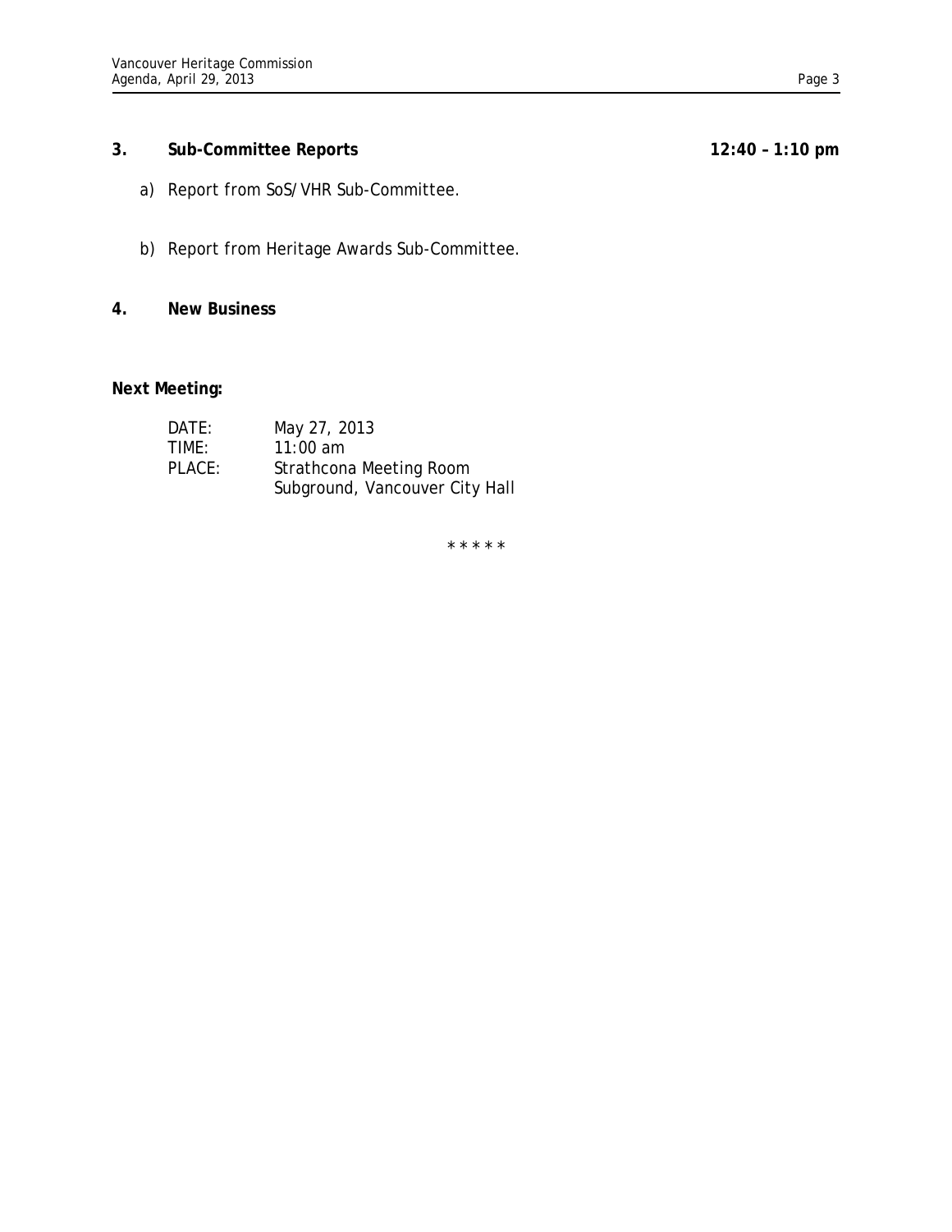**3. Sub-Committee Reports 12:40 – 1:10 pm**

a) Report from SoS/VHR Sub-Committee.

b) Report from Heritage Awards Sub-Committee.

**4. New Business**

**Next Meeting:**

| | |
|---|---|
| DATE: | May 27, 2013 |
| TIME: | 11:00 am |
| PLACE: | Strathcona Meeting Room<br>Subground, Vancouver City Hall |

\* \* \* \* \*